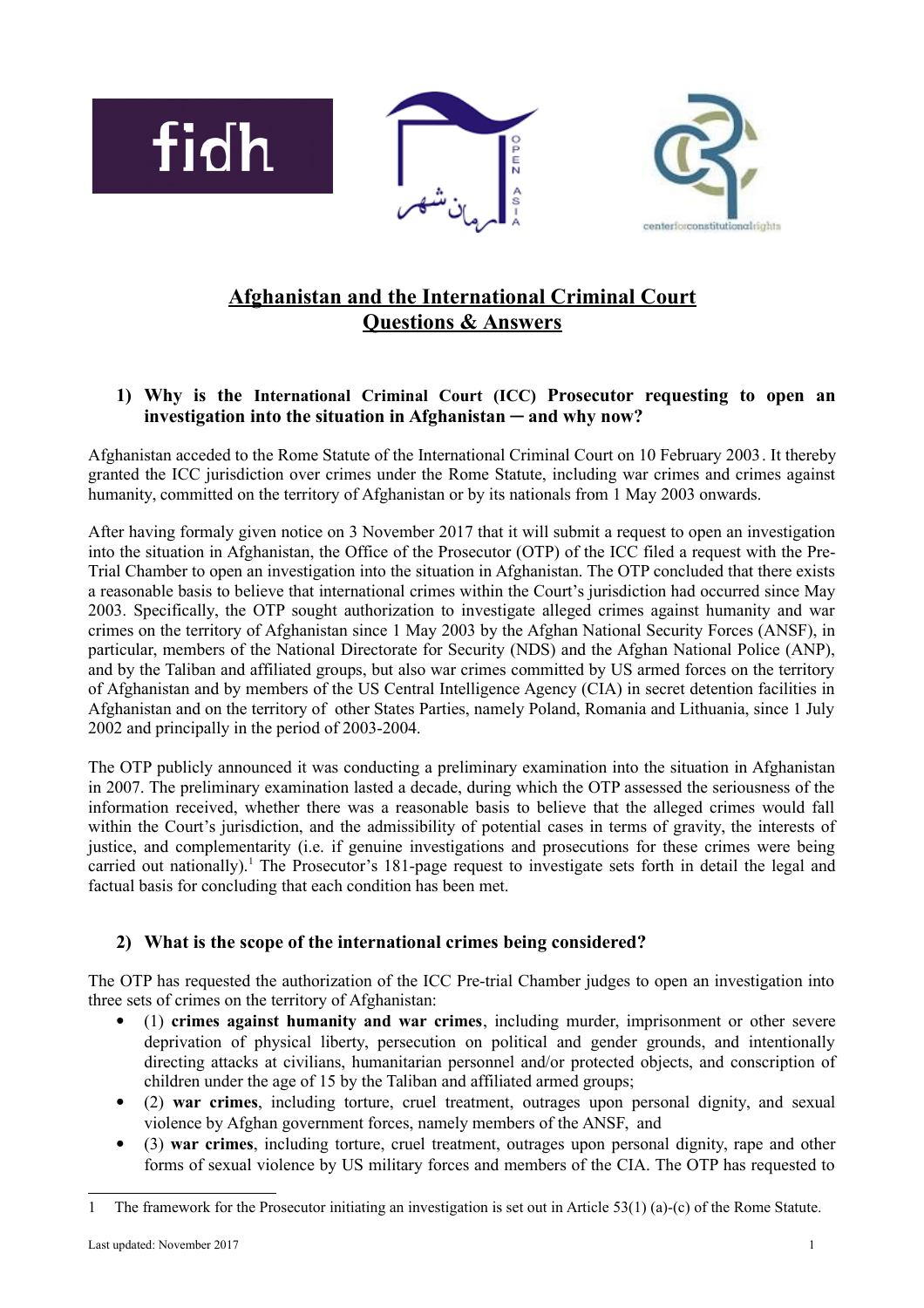# Afghanistan and the International Criminal Court
# Questions & Answers

## 1) Why is the International Criminal Court (ICC) Prosecutor requesting to open an investigation into the situation in Afghanistan ─ and why now?

Afghanistan acceded to the Rome Statute of the International Criminal Court on 10 February 2003. It thereby granted the ICC jurisdiction over crimes under the Rome Statute, including war crimes and crimes against humanity, committed on the territory of Afghanistan or by its nationals from 1 May 2003 onwards.

After having formaly given notice on 3 November 2017 that it will submit a request to open an investigation into the situation in Afghanistan, the Office of the Prosecutor (OTP) of the ICC filed a request with the Pre-Trial Chamber to open an investigation into the situation in Afghanistan. The OTP concluded that there exists a reasonable basis to believe that international crimes within the Court's jurisdiction had occurred since May 2003. Specifically, the OTP sought authorization to investigate alleged crimes against humanity and war crimes on the territory of Afghanistan since 1 May 2003 by the Afghan National Security Forces (ANSF), in particular, members of the National Directorate for Security (NDS) and the Afghan National Police (ANP), and by the Taliban and affiliated groups, but also war crimes committed by US armed forces on the territory of Afghanistan and by members of the US Central Intelligence Agency (CIA) in secret detention facilities in Afghanistan and on the territory of other States Parties, namely Poland, Romania and Lithuania, since 1 July 2002 and principally in the period of 2003-2004.

The OTP publicly announced it was conducting a preliminary examination into the situation in Afghanistan in 2007. The preliminary examination lasted a decade, during which the OTP assessed the seriousness of the information received, whether there was a reasonable basis to believe that the alleged crimes would fall within the Court's jurisdiction, and the admissibility of potential cases in terms of gravity, the interests of justice, and complementarity (i.e. if genuine investigations and prosecutions for these crimes were being carried out nationally).[1] The Prosecutor's 181-page request to investigate sets forth in detail the legal and factual basis for concluding that each condition has been met.

## 2) What is the scope of the international crimes being considered?

The OTP has requested the authorization of the ICC Pre-trial Chamber judges to open an investigation into three sets of crimes on the territory of Afghanistan:

- (1) **crimes against humanity and war crimes**, including murder, imprisonment or other severe deprivation of physical liberty, persecution on political and gender grounds, and intentionally directing attacks at civilians, humanitarian personnel and/or protected objects, and conscription of children under the age of 15 by the Taliban and affiliated armed groups;
- (2) **war crimes**, including torture, cruel treatment, outrages upon personal dignity, and sexual violence by Afghan government forces, namely members of the ANSF, and
- (3) **war crimes**, including torture, cruel treatment, outrages upon personal dignity, rape and other forms of sexual violence by US military forces and members of the CIA. The OTP has requested to

[1] The framework for the Prosecutor initiating an investigation is set out in Article 53(1) (a)-(c) of the Rome Statute.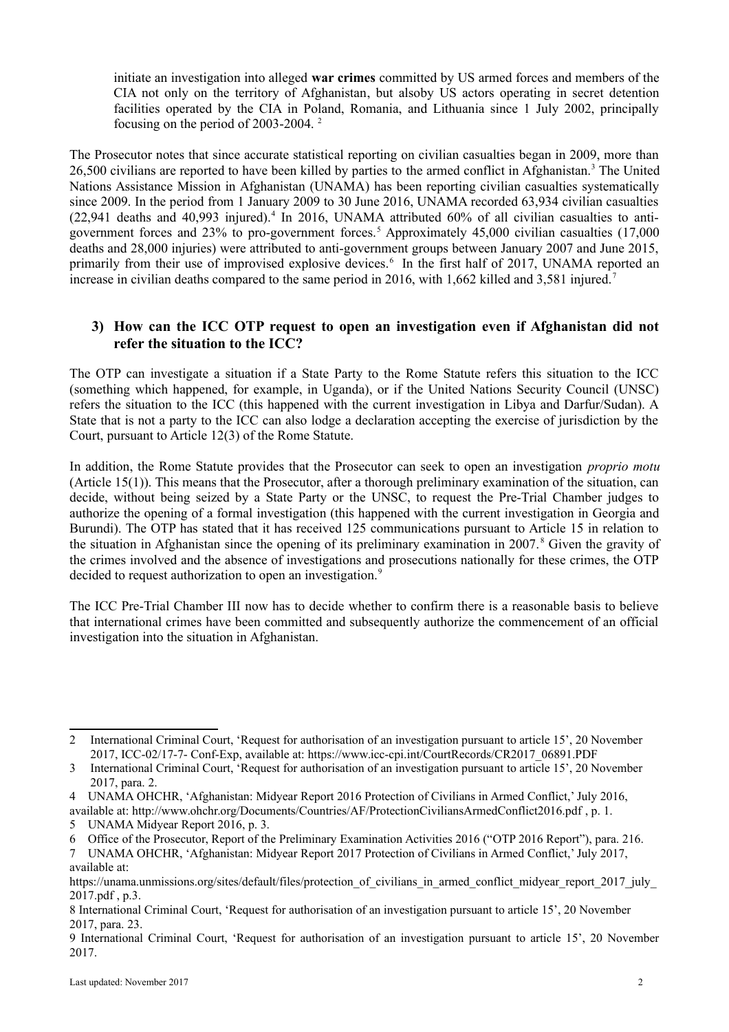initiate an investigation into alleged **war crimes** committed by US armed forces and members of the CIA not only on the territory of Afghanistan, but alsoby US actors operating in secret detention facilities operated by the CIA in Poland, Romania, and Lithuania since 1 July 2002, principally focusing on the period of 2003-2004. [2]

The Prosecutor notes that since accurate statistical reporting on civilian casualties began in 2009, more than 26,500 civilians are reported to have been killed by parties to the armed conflict in Afghanistan.[3] The United Nations Assistance Mission in Afghanistan (UNAMA) has been reporting civilian casualties systematically since 2009. In the period from 1 January 2009 to 30 June 2016, UNAMA recorded 63,934 civilian casualties (22,941 deaths and 40,993 injured).[4] In 2016, UNAMA attributed 60% of all civilian casualties to anti-government forces and 23% to pro-government forces.[5] Approximately 45,000 civilian casualties (17,000 deaths and 28,000 injuries) were attributed to anti-government groups between January 2007 and June 2015, primarily from their use of improvised explosive devices.[6] In the first half of 2017, UNAMA reported an increase in civilian deaths compared to the same period in 2016, with 1,662 killed and 3,581 injured.[7]

### 3) How can the ICC OTP request to open an investigation even if Afghanistan did not refer the situation to the ICC?

The OTP can investigate a situation if a State Party to the Rome Statute refers this situation to the ICC (something which happened, for example, in Uganda), or if the United Nations Security Council (UNSC) refers the situation to the ICC (this happened with the current investigation in Libya and Darfur/Sudan). A State that is not a party to the ICC can also lodge a declaration accepting the exercise of jurisdiction by the Court, pursuant to Article 12(3) of the Rome Statute.

In addition, the Rome Statute provides that the Prosecutor can seek to open an investigation *proprio motu* (Article 15(1)). This means that the Prosecutor, after a thorough preliminary examination of the situation, can decide, without being seized by a State Party or the UNSC, to request the Pre-Trial Chamber judges to authorize the opening of a formal investigation (this happened with the current investigation in Georgia and Burundi). The OTP has stated that it has received 125 communications pursuant to Article 15 in relation to the situation in Afghanistan since the opening of its preliminary examination in 2007.[8] Given the gravity of the crimes involved and the absence of investigations and prosecutions nationally for these crimes, the OTP decided to request authorization to open an investigation.[9]

The ICC Pre-Trial Chamber III now has to decide whether to confirm there is a reasonable basis to believe that international crimes have been committed and subsequently authorize the commencement of an official investigation into the situation in Afghanistan.

---

2 International Criminal Court, 'Request for authorisation of an investigation pursuant to article 15', 20 November 2017, ICC-02/17-7- Conf-Exp, available at: https://www.icc-cpi.int/CourtRecords/CR2017_06891.PDF

3 International Criminal Court, 'Request for authorisation of an investigation pursuant to article 15', 20 November 2017, para. 2.

4 UNAMA OHCHR, 'Afghanistan: Midyear Report 2016 Protection of Civilians in Armed Conflict,' July 2016, available at: http://www.ohchr.org/Documents/Countries/AF/ProtectionCiviliansArmedConflict2016.pdf , p. 1.

5 UNAMA Midyear Report 2016, p. 3.

6 Office of the Prosecutor, Report of the Preliminary Examination Activities 2016 ("OTP 2016 Report"), para. 216.

7 UNAMA OHCHR, 'Afghanistan: Midyear Report 2017 Protection of Civilians in Armed Conflict,' July 2017, available at: https://unama.unmissions.org/sites/default/files/protection_of_civilians_in_armed_conflict_midyear_report_2017_july_2017.pdf , p.3.

8 International Criminal Court, 'Request for authorisation of an investigation pursuant to article 15', 20 November 2017, para. 23.

9 International Criminal Court, 'Request for authorisation of an investigation pursuant to article 15', 20 November 2017.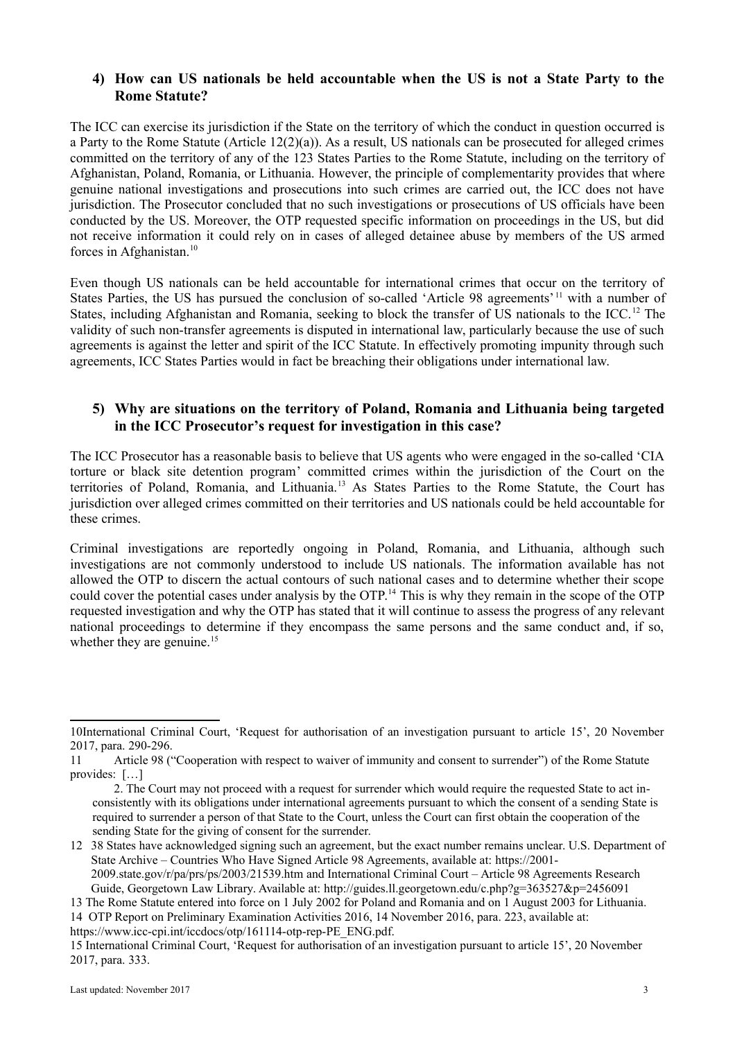## 4) How can US nationals be held accountable when the US is not a State Party to the Rome Statute?

The ICC can exercise its jurisdiction if the State on the territory of which the conduct in question occurred is a Party to the Rome Statute (Article 12(2)(a)). As a result, US nationals can be prosecuted for alleged crimes committed on the territory of any of the 123 States Parties to the Rome Statute, including on the territory of Afghanistan, Poland, Romania, or Lithuania. However, the principle of complementarity provides that where genuine national investigations and prosecutions into such crimes are carried out, the ICC does not have jurisdiction. The Prosecutor concluded that no such investigations or prosecutions of US officials have been conducted by the US. Moreover, the OTP requested specific information on proceedings in the US, but did not receive information it could rely on in cases of alleged detainee abuse by members of the US armed forces in Afghanistan.[10]

Even though US nationals can be held accountable for international crimes that occur on the territory of States Parties, the US has pursued the conclusion of so-called 'Article 98 agreements'[11] with a number of States, including Afghanistan and Romania, seeking to block the transfer of US nationals to the ICC.[12] The validity of such non-transfer agreements is disputed in international law, particularly because the use of such agreements is against the letter and spirit of the ICC Statute. In effectively promoting impunity through such agreements, ICC States Parties would in fact be breaching their obligations under international law.

## 5) Why are situations on the territory of Poland, Romania and Lithuania being targeted in the ICC Prosecutor's request for investigation in this case?

The ICC Prosecutor has a reasonable basis to believe that US agents who were engaged in the so-called 'CIA torture or black site detention program' committed crimes within the jurisdiction of the Court on the territories of Poland, Romania, and Lithuania.[13] As States Parties to the Rome Statute, the Court has jurisdiction over alleged crimes committed on their territories and US nationals could be held accountable for these crimes.

Criminal investigations are reportedly ongoing in Poland, Romania, and Lithuania, although such investigations are not commonly understood to include US nationals. The information available has not allowed the OTP to discern the actual contours of such national cases and to determine whether their scope could cover the potential cases under analysis by the OTP.[14] This is why they remain in the scope of the OTP requested investigation and why the OTP has stated that it will continue to assess the progress of any relevant national proceedings to determine if they encompass the same persons and the same conduct and, if so, whether they are genuine.[15]

---

10 International Criminal Court, 'Request for authorisation of an investigation pursuant to article 15', 20 November 2017, para. 290-296.

11 Article 98 ("Cooperation with respect to waiver of immunity and consent to surrender") of the Rome Statute provides: […]

2. The Court may not proceed with a request for surrender which would require the requested State to act inconsistently with its obligations under international agreements pursuant to which the consent of a sending State is required to surrender a person of that State to the Court, unless the Court can first obtain the cooperation of the sending State for the giving of consent for the surrender.

12 38 States have acknowledged signing such an agreement, but the exact number remains unclear. U.S. Department of State Archive – Countries Who Have Signed Article 98 Agreements, available at: https://2001-2009.state.gov/r/pa/prs/ps/2003/21539.htm and International Criminal Court – Article 98 Agreements Research Guide, Georgetown Law Library. Available at: http://guides.ll.georgetown.edu/c.php?g=363527&p=2456091

13 The Rome Statute entered into force on 1 July 2002 for Poland and Romania and on 1 August 2003 for Lithuania.

14 OTP Report on Preliminary Examination Activities 2016, 14 November 2016, para. 223, available at: https://www.icc-cpi.int/iccdocs/otp/161114-otp-rep-PE_ENG.pdf.

15 International Criminal Court, 'Request for authorisation of an investigation pursuant to article 15', 20 November 2017, para. 333.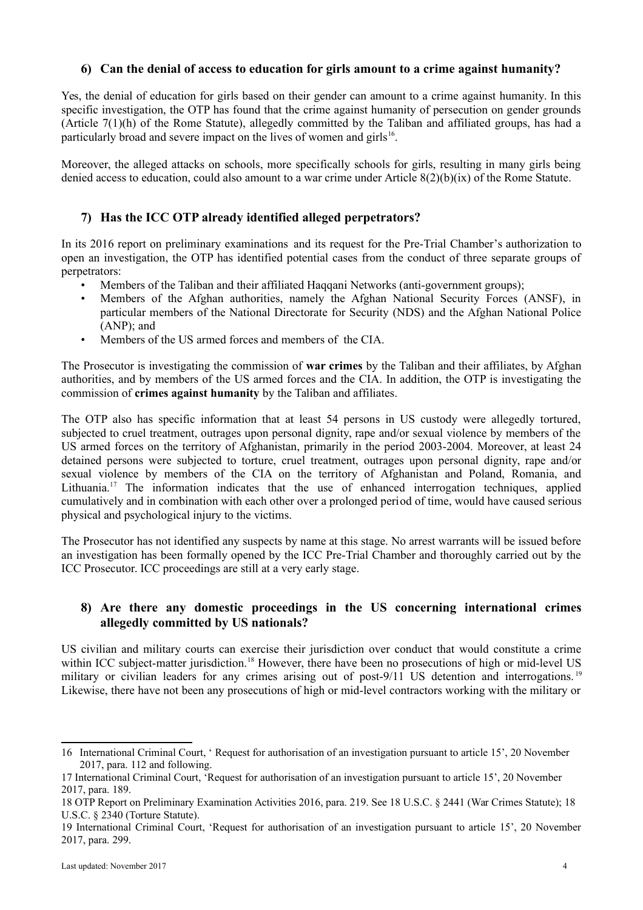## 6) Can the denial of access to education for girls amount to a crime against humanity?

Yes, the denial of education for girls based on their gender can amount to a crime against humanity. In this specific investigation, the OTP has found that the crime against humanity of persecution on gender grounds (Article 7(1)(h) of the Rome Statute), allegedly committed by the Taliban and affiliated groups, has had a particularly broad and severe impact on the lives of women and girls[16].

Moreover, the alleged attacks on schools, more specifically schools for girls, resulting in many girls being denied access to education, could also amount to a war crime under Article 8(2)(b)(ix) of the Rome Statute.

## 7) Has the ICC OTP already identified alleged perpetrators?

In its 2016 report on preliminary examinations and its request for the Pre-Trial Chamber's authorization to open an investigation, the OTP has identified potential cases from the conduct of three separate groups of perpetrators:

- Members of the Taliban and their affiliated Haqqani Networks (anti-government groups);
- Members of the Afghan authorities, namely the Afghan National Security Forces (ANSF), in particular members of the National Directorate for Security (NDS) and the Afghan National Police (ANP); and
- Members of the US armed forces and members of the CIA.

The Prosecutor is investigating the commission of **war crimes** by the Taliban and their affiliates, by Afghan authorities, and by members of the US armed forces and the CIA. In addition, the OTP is investigating the commission of **crimes against humanity** by the Taliban and affiliates.

The OTP also has specific information that at least 54 persons in US custody were allegedly tortured, subjected to cruel treatment, outrages upon personal dignity, rape and/or sexual violence by members of the US armed forces on the territory of Afghanistan, primarily in the period 2003-2004. Moreover, at least 24 detained persons were subjected to torture, cruel treatment, outrages upon personal dignity, rape and/or sexual violence by members of the CIA on the territory of Afghanistan and Poland, Romania, and Lithuania.[17] The information indicates that the use of enhanced interrogation techniques, applied cumulatively and in combination with each other over a prolonged period of time, would have caused serious physical and psychological injury to the victims.

The Prosecutor has not identified any suspects by name at this stage. No arrest warrants will be issued before an investigation has been formally opened by the ICC Pre-Trial Chamber and thoroughly carried out by the ICC Prosecutor. ICC proceedings are still at a very early stage.

## 8) Are there any domestic proceedings in the US concerning international crimes allegedly committed by US nationals?

US civilian and military courts can exercise their jurisdiction over conduct that would constitute a crime within ICC subject-matter jurisdiction.[18] However, there have been no prosecutions of high or mid-level US military or civilian leaders for any crimes arising out of post-9/11 US detention and interrogations.[19] Likewise, there have not been any prosecutions of high or mid-level contractors working with the military or

---

[16] International Criminal Court, ' Request for authorisation of an investigation pursuant to article 15', 20 November 2017, para. 112 and following.

[17] International Criminal Court, 'Request for authorisation of an investigation pursuant to article 15', 20 November 2017, para. 189.

[18] OTP Report on Preliminary Examination Activities 2016, para. 219. See 18 U.S.C. § 2441 (War Crimes Statute); 18 U.S.C. § 2340 (Torture Statute).

[19] International Criminal Court, 'Request for authorisation of an investigation pursuant to article 15', 20 November 2017, para. 299.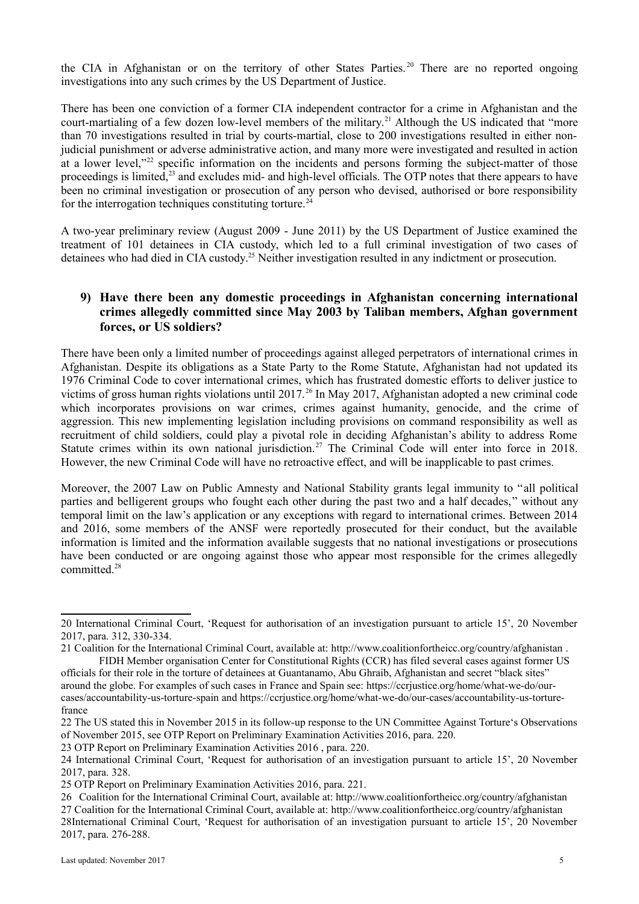the CIA in Afghanistan or on the territory of other States Parties.[20] There are no reported ongoing investigations into any such crimes by the US Department of Justice.

There has been one conviction of a former CIA independent contractor for a crime in Afghanistan and the court-martialing of a few dozen low-level members of the military.[21] Although the US indicated that "more than 70 investigations resulted in trial by courts-martial, close to 200 investigations resulted in either non-judicial punishment or adverse administrative action, and many more were investigated and resulted in action at a lower level,"[22] specific information on the incidents and persons forming the subject-matter of those proceedings is limited,[23] and excludes mid- and high-level officials. The OTP notes that there appears to have been no criminal investigation or prosecution of any person who devised, authorised or bore responsibility for the interrogation techniques constituting torture.[24]

A two-year preliminary review (August 2009 - June 2011) by the US Department of Justice examined the treatment of 101 detainees in CIA custody, which led to a full criminal investigation of two cases of detainees who had died in CIA custody.[25] Neither investigation resulted in any indictment or prosecution.

### 9) Have there been any domestic proceedings in Afghanistan concerning international crimes allegedly committed since May 2003 by Taliban members, Afghan government forces, or US soldiers?

There have been only a limited number of proceedings against alleged perpetrators of international crimes in Afghanistan. Despite its obligations as a State Party to the Rome Statute, Afghanistan had not updated its 1976 Criminal Code to cover international crimes, which has frustrated domestic efforts to deliver justice to victims of gross human rights violations until 2017.[26] In May 2017, Afghanistan adopted a new criminal code which incorporates provisions on war crimes, crimes against humanity, genocide, and the crime of aggression. This new implementing legislation including provisions on command responsibility as well as recruitment of child soldiers, could play a pivotal role in deciding Afghanistan's ability to address Rome Statute crimes within its own national jurisdiction.[27] The Criminal Code will enter into force in 2018. However, the new Criminal Code will have no retroactive effect, and will be inapplicable to past crimes.

Moreover, the 2007 Law on Public Amnesty and National Stability grants legal immunity to "all political parties and belligerent groups who fought each other during the past two and a half decades," without any temporal limit on the law's application or any exceptions with regard to international crimes. Between 2014 and 2016, some members of the ANSF were reportedly prosecuted for their conduct, but the available information is limited and the information available suggests that no national investigations or prosecutions have been conducted or are ongoing against those who appear most responsible for the crimes allegedly committed.[28]

---

20 International Criminal Court, 'Request for authorisation of an investigation pursuant to article 15', 20 November 2017, para. 312, 330-334.

21 Coalition for the International Criminal Court, available at: http://www.coalitionfortheicc.org/country/afghanistan .
FIDH Member organisation Center for Constitutional Rights (CCR) has filed several cases against former US officials for their role in the torture of detainees at Guantanamo, Abu Ghraib, Afghanistan and secret "black sites" around the globe. For examples of such cases in France and Spain see: https://ccrjustice.org/home/what-we-do/our-cases/accountability-us-torture-spain and https://ccrjustice.org/home/what-we-do/our-cases/accountability-us-torture-france

22 The US stated this in November 2015 in its follow-up response to the UN Committee Against Torture's Observations of November 2015, see OTP Report on Preliminary Examination Activities 2016, para. 220.

23 OTP Report on Preliminary Examination Activities 2016 , para. 220.

24 International Criminal Court, 'Request for authorisation of an investigation pursuant to article 15', 20 November 2017, para. 328.

25 OTP Report on Preliminary Examination Activities 2016, para. 221.

26 Coalition for the International Criminal Court, available at: http://www.coalitionfortheicc.org/country/afghanistan

27 Coalition for the International Criminal Court, available at: http://www.coalitionfortheicc.org/country/afghanistan

28 International Criminal Court, 'Request for authorisation of an investigation pursuant to article 15', 20 November 2017, para. 276-288.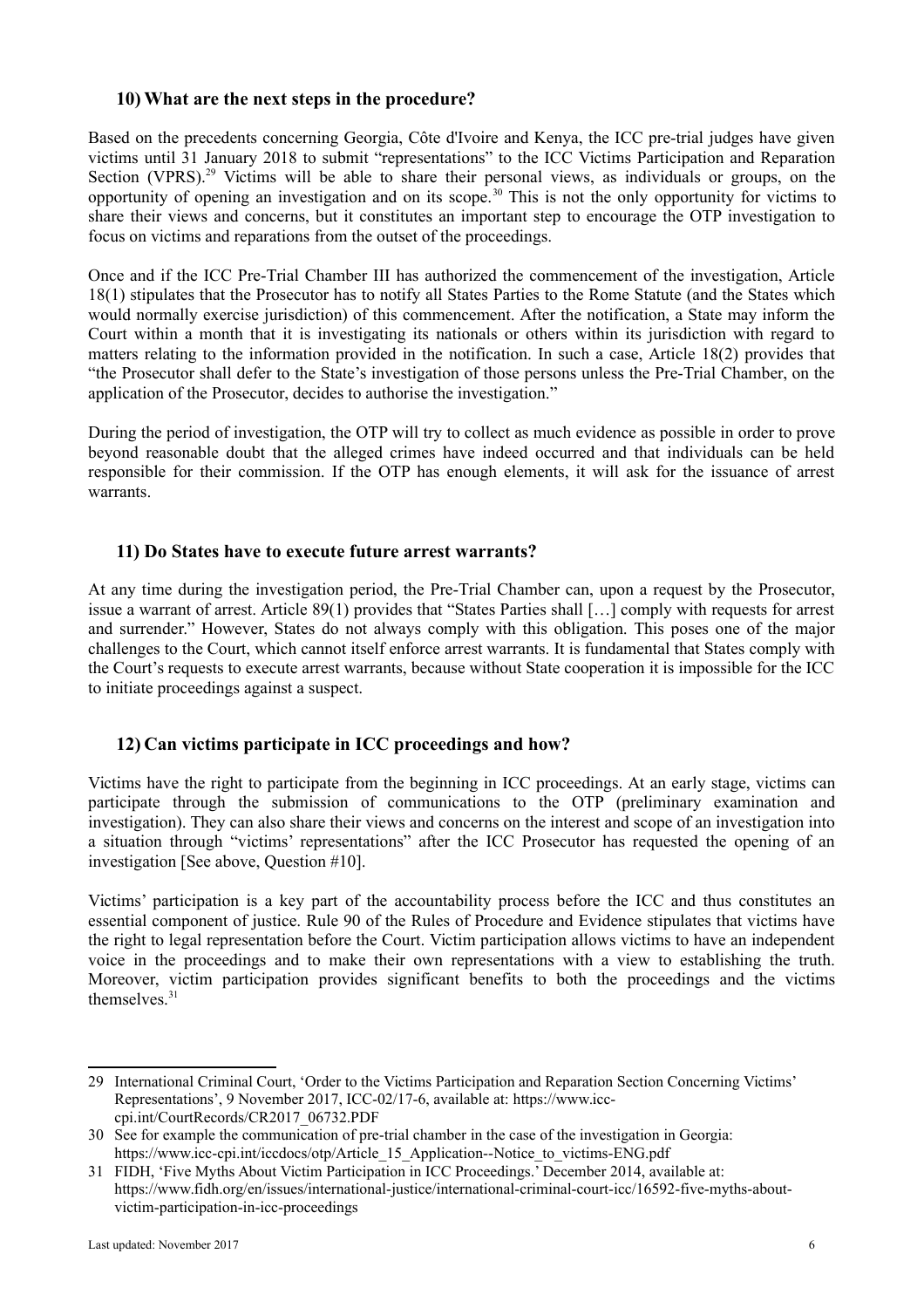## 10) What are the next steps in the procedure?

Based on the precedents concerning Georgia, Côte d'Ivoire and Kenya, the ICC pre-trial judges have given victims until 31 January 2018 to submit "representations" to the ICC Victims Participation and Reparation Section (VPRS).[29] Victims will be able to share their personal views, as individuals or groups, on the opportunity of opening an investigation and on its scope.[30] This is not the only opportunity for victims to share their views and concerns, but it constitutes an important step to encourage the OTP investigation to focus on victims and reparations from the outset of the proceedings.

Once and if the ICC Pre-Trial Chamber III has authorized the commencement of the investigation, Article 18(1) stipulates that the Prosecutor has to notify all States Parties to the Rome Statute (and the States which would normally exercise jurisdiction) of this commencement. After the notification, a State may inform the Court within a month that it is investigating its nationals or others within its jurisdiction with regard to matters relating to the information provided in the notification. In such a case, Article 18(2) provides that "the Prosecutor shall defer to the State's investigation of those persons unless the Pre-Trial Chamber, on the application of the Prosecutor, decides to authorise the investigation."

During the period of investigation, the OTP will try to collect as much evidence as possible in order to prove beyond reasonable doubt that the alleged crimes have indeed occurred and that individuals can be held responsible for their commission. If the OTP has enough elements, it will ask for the issuance of arrest warrants.

## 11) Do States have to execute future arrest warrants?

At any time during the investigation period, the Pre-Trial Chamber can, upon a request by the Prosecutor, issue a warrant of arrest. Article 89(1) provides that "States Parties shall […] comply with requests for arrest and surrender." However, States do not always comply with this obligation. This poses one of the major challenges to the Court, which cannot itself enforce arrest warrants. It is fundamental that States comply with the Court's requests to execute arrest warrants, because without State cooperation it is impossible for the ICC to initiate proceedings against a suspect.

## 12) Can victims participate in ICC proceedings and how?

Victims have the right to participate from the beginning in ICC proceedings. At an early stage, victims can participate through the submission of communications to the OTP (preliminary examination and investigation). They can also share their views and concerns on the interest and scope of an investigation into a situation through "victims' representations" after the ICC Prosecutor has requested the opening of an investigation [See above, Question #10].

Victims' participation is a key part of the accountability process before the ICC and thus constitutes an essential component of justice. Rule 90 of the Rules of Procedure and Evidence stipulates that victims have the right to legal representation before the Court. Victim participation allows victims to have an independent voice in the proceedings and to make their own representations with a view to establishing the truth. Moreover, victim participation provides significant benefits to both the proceedings and the victims themselves.[31]

---

29 International Criminal Court, 'Order to the Victims Participation and Reparation Section Concerning Victims' Representations', 9 November 2017, ICC-02/17-6, available at: https://www.icc-cpi.int/CourtRecords/CR2017_06732.PDF

30 See for example the communication of pre-trial chamber in the case of the investigation in Georgia: https://www.icc-cpi.int/iccdocs/otp/Article_15_Application--Notice_to_victims-ENG.pdf

31 FIDH, 'Five Myths About Victim Participation in ICC Proceedings.' December 2014, available at: https://www.fidh.org/en/issues/international-justice/international-criminal-court-icc/16592-five-myths-about-victim-participation-in-icc-proceedings

Last updated: November 2017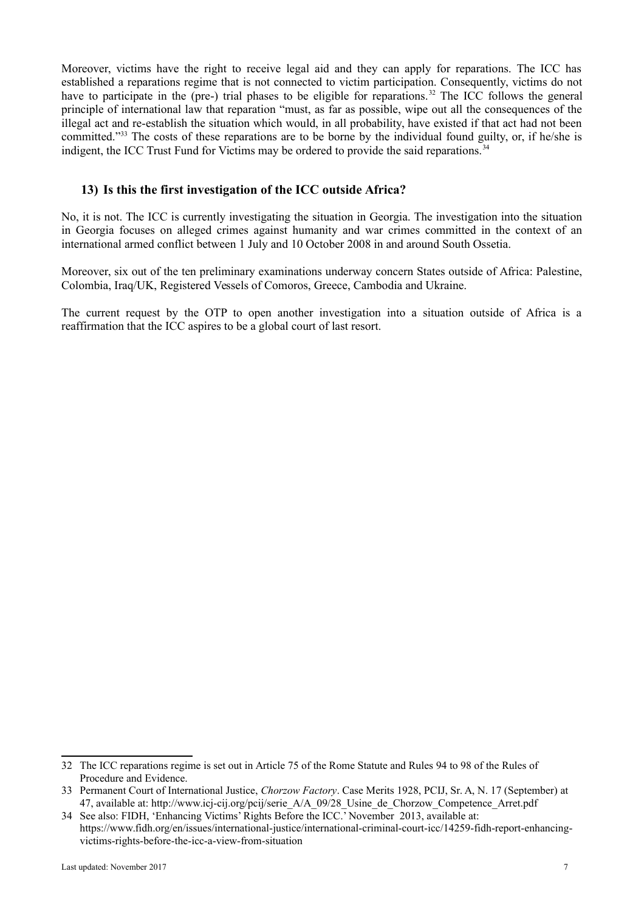Moreover, victims have the right to receive legal aid and they can apply for reparations. The ICC has established a reparations regime that is not connected to victim participation. Consequently, victims do not have to participate in the (pre-) trial phases to be eligible for reparations.[32] The ICC follows the general principle of international law that reparation "must, as far as possible, wipe out all the consequences of the illegal act and re-establish the situation which would, in all probability, have existed if that act had not been committed."[33] The costs of these reparations are to be borne by the individual found guilty, or, if he/she is indigent, the ICC Trust Fund for Victims may be ordered to provide the said reparations.[34]

## 13) Is this the first investigation of the ICC outside Africa?

No, it is not. The ICC is currently investigating the situation in Georgia. The investigation into the situation in Georgia focuses on alleged crimes against humanity and war crimes committed in the context of an international armed conflict between 1 July and 10 October 2008 in and around South Ossetia.

Moreover, six out of the ten preliminary examinations underway concern States outside of Africa: Palestine, Colombia, Iraq/UK, Registered Vessels of Comoros, Greece, Cambodia and Ukraine.

The current request by the OTP to open another investigation into a situation outside of Africa is a reaffirmation that the ICC aspires to be a global court of last resort.

---

32 The ICC reparations regime is set out in Article 75 of the Rome Statute and Rules 94 to 98 of the Rules of Procedure and Evidence.

33 Permanent Court of International Justice, *Chorzow Factory*. Case Merits 1928, PCIJ, Sr. A, N. 17 (September) at 47, available at: http://www.icj-cij.org/pcij/serie_A/A_09/28_Usine_de_Chorzow_Competence_Arret.pdf

34 See also: FIDH, 'Enhancing Victims' Rights Before the ICC.' November 2013, available at: https://www.fidh.org/en/issues/international-justice/international-criminal-court-icc/14259-fidh-report-enhancing-victims-rights-before-the-icc-a-view-from-situation

Last updated: November 2017